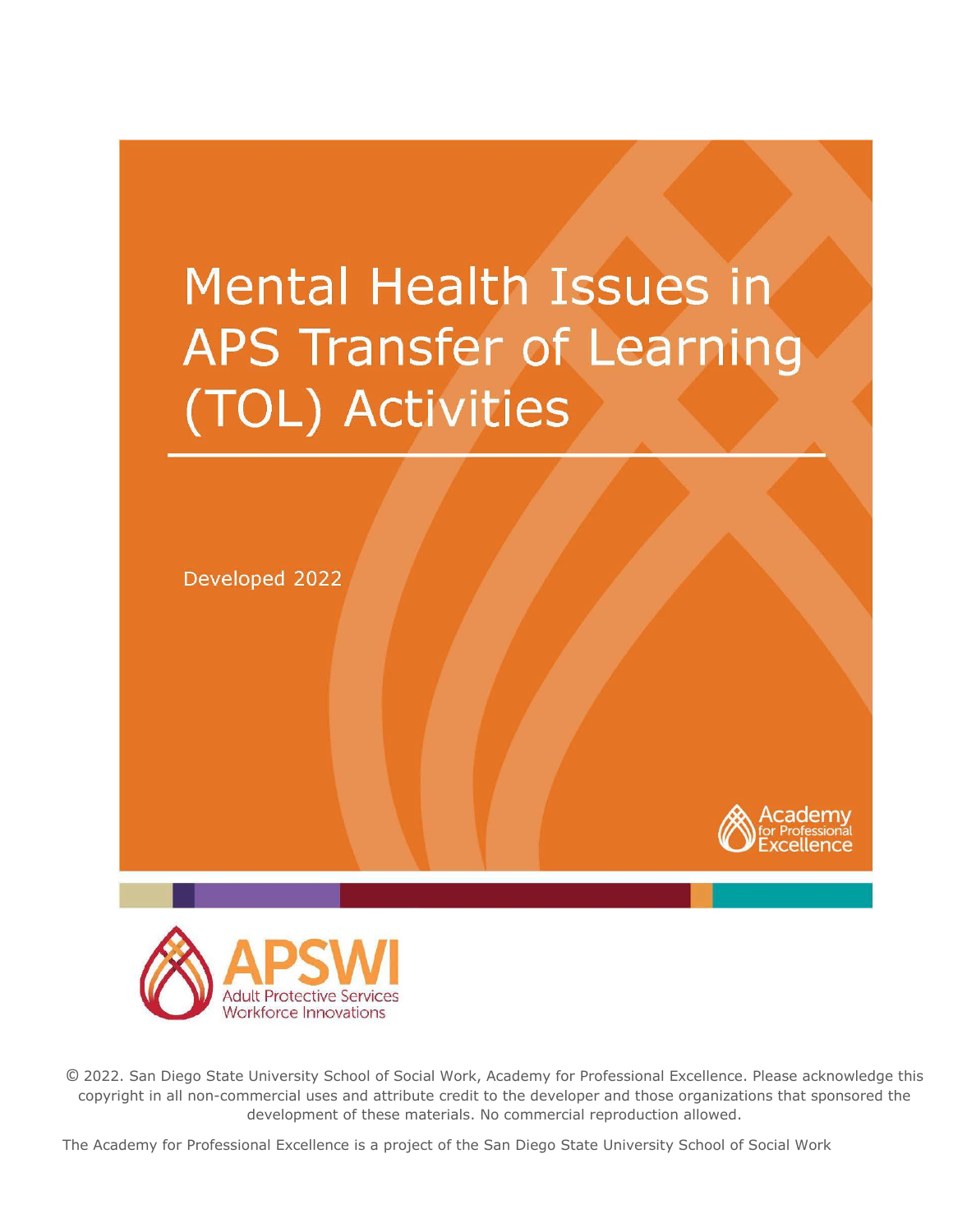# Mental Health Issues in APS Transfer of Learning (TOL) Activities

Developed 2022

Academy for Professional Excellence

APSWI Adult Protective Services Workforce Innovations

© 2022. San Diego State University School of Social Work, Academy for Professional Excellence. Please acknowledge this copyright in all non-commercial uses and attribute credit to the developer and those organizations that sponsored the development of these materials. No commercial reproduction allowed.

The Academy for Professional Excellence is a project of the San Diego State University School of Social Work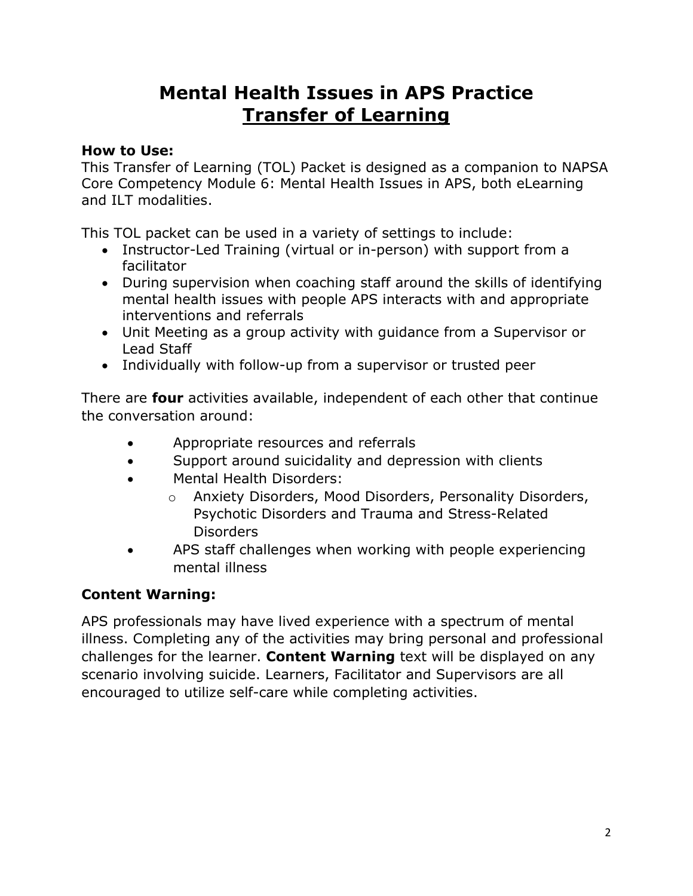# Mental Health Issues in APS Practice
## <u>Transfer of Learning</u>

**How to Use:**
This Transfer of Learning (TOL) Packet is designed as a companion to NAPSA Core Competency Module 6: Mental Health Issues in APS, both eLearning and ILT modalities.

This TOL packet can be used in a variety of settings to include:

- Instructor-Led Training (virtual or in-person) with support from a facilitator
- During supervision when coaching staff around the skills of identifying mental health issues with people APS interacts with and appropriate interventions and referrals
- Unit Meeting as a group activity with guidance from a Supervisor or Lead Staff
- Individually with follow-up from a supervisor or trusted peer

There are **four** activities available, independent of each other that continue the conversation around:

- Appropriate resources and referrals
- Support around suicidality and depression with clients
- Mental Health Disorders:
  - Anxiety Disorders, Mood Disorders, Personality Disorders, Psychotic Disorders and Trauma and Stress-Related Disorders
- APS staff challenges when working with people experiencing mental illness

**Content Warning:**

APS professionals may have lived experience with a spectrum of mental illness. Completing any of the activities may bring personal and professional challenges for the learner. **Content Warning** text will be displayed on any scenario involving suicide. Learners, Facilitator and Supervisors are all encouraged to utilize self-care while completing activities.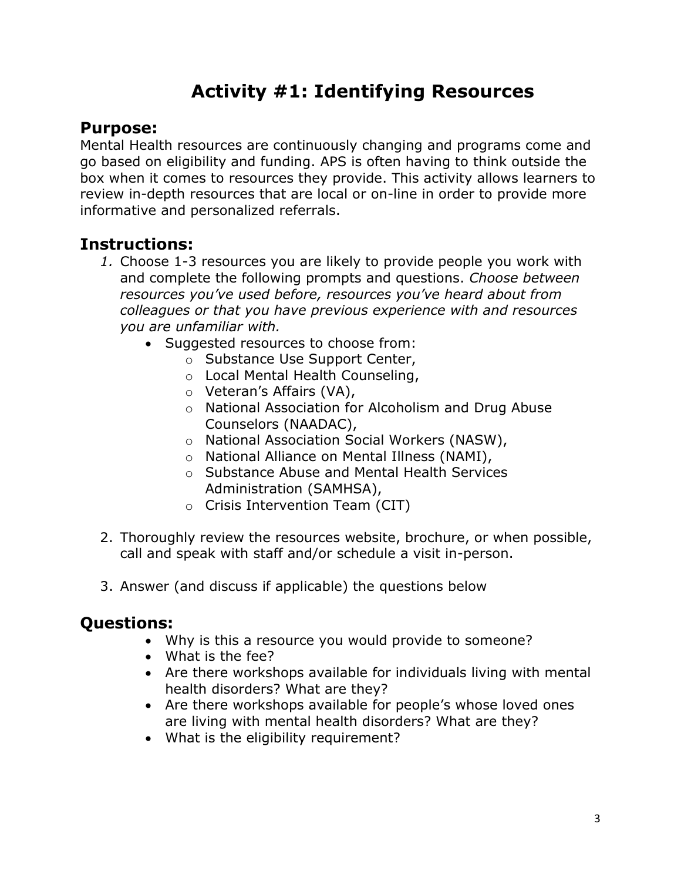# Activity #1: Identifying Resources

## Purpose:

Mental Health resources are continuously changing and programs come and go based on eligibility and funding. APS is often having to think outside the box when it comes to resources they provide. This activity allows learners to review in-depth resources that are local or on-line in order to provide more informative and personalized referrals.

## Instructions:

1. Choose 1-3 resources you are likely to provide people you work with and complete the following prompts and questions. *Choose between resources you've used before, resources you've heard about from colleagues or that you have previous experience with and resources you are unfamiliar with.*
    - Suggested resources to choose from:
        - Substance Use Support Center,
        - Local Mental Health Counseling,
        - Veteran's Affairs (VA),
        - National Association for Alcoholism and Drug Abuse Counselors (NAADAC),
        - National Association Social Workers (NASW),
        - National Alliance on Mental Illness (NAMI),
        - Substance Abuse and Mental Health Services Administration (SAMHSA),
        - Crisis Intervention Team (CIT)

2. Thoroughly review the resources website, brochure, or when possible, call and speak with staff and/or schedule a visit in-person.

3. Answer (and discuss if applicable) the questions below

## Questions:

- Why is this a resource you would provide to someone?
- What is the fee?
- Are there workshops available for individuals living with mental health disorders? What are they?
- Are there workshops available for people's whose loved ones are living with mental health disorders? What are they?
- What is the eligibility requirement?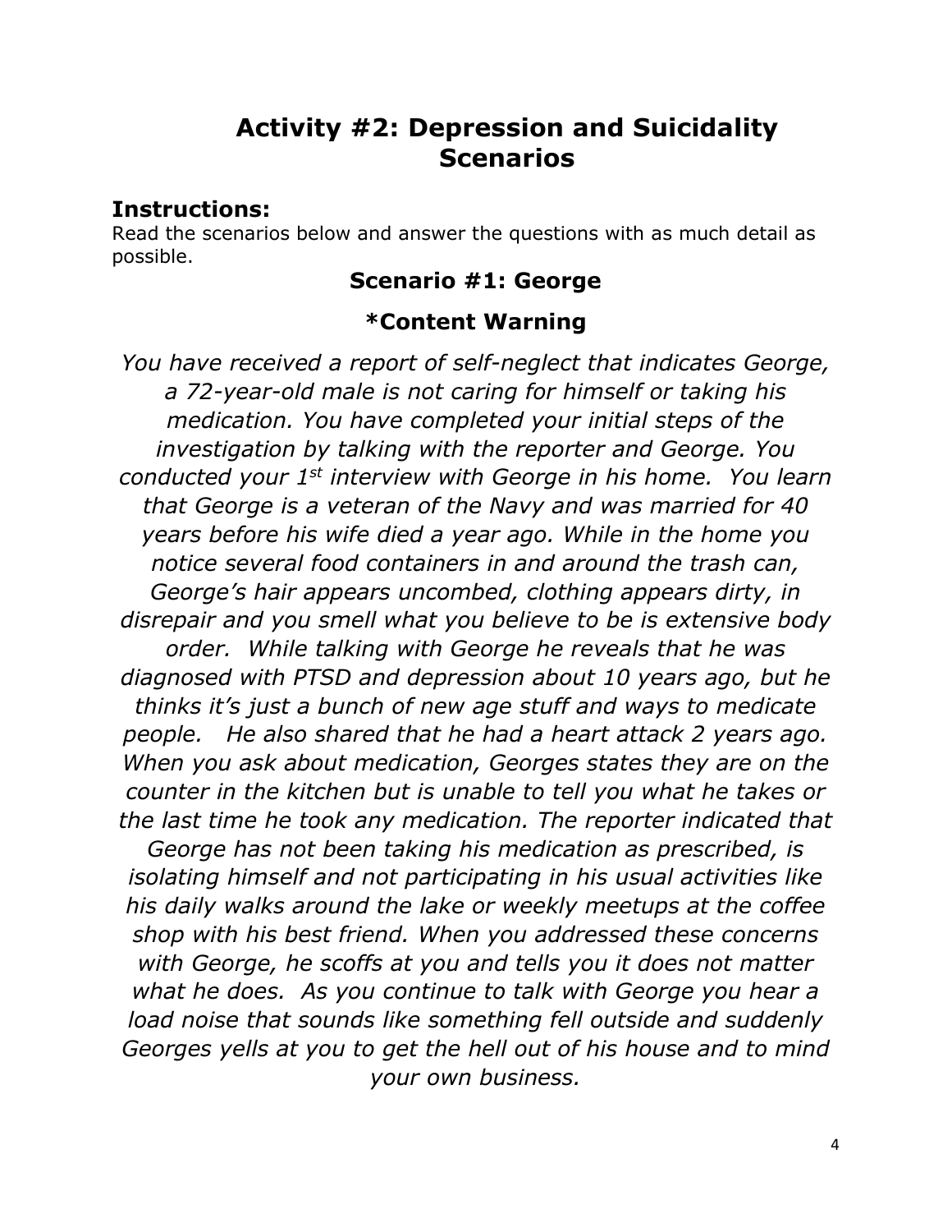# Activity #2: Depression and Suicidality Scenarios

## Instructions:

Read the scenarios below and answer the questions with as much detail as possible.

### Scenario #1: George

### *Content Warning

*You have received a report of self-neglect that indicates George, a 72-year-old male is not caring for himself or taking his medication. You have completed your initial steps of the investigation by talking with the reporter and George. You conducted your 1st interview with George in his home. You learn that George is a veteran of the Navy and was married for 40 years before his wife died a year ago. While in the home you notice several food containers in and around the trash can, George's hair appears uncombed, clothing appears dirty, in disrepair and you smell what you believe to be is extensive body order. While talking with George he reveals that he was diagnosed with PTSD and depression about 10 years ago, but he thinks it's just a bunch of new age stuff and ways to medicate people. He also shared that he had a heart attack 2 years ago. When you ask about medication, Georges states they are on the counter in the kitchen but is unable to tell you what he takes or the last time he took any medication. The reporter indicated that George has not been taking his medication as prescribed, is isolating himself and not participating in his usual activities like his daily walks around the lake or weekly meetups at the coffee shop with his best friend. When you addressed these concerns with George, he scoffs at you and tells you it does not matter what he does. As you continue to talk with George you hear a load noise that sounds like something fell outside and suddenly Georges yells at you to get the hell out of his house and to mind your own business.*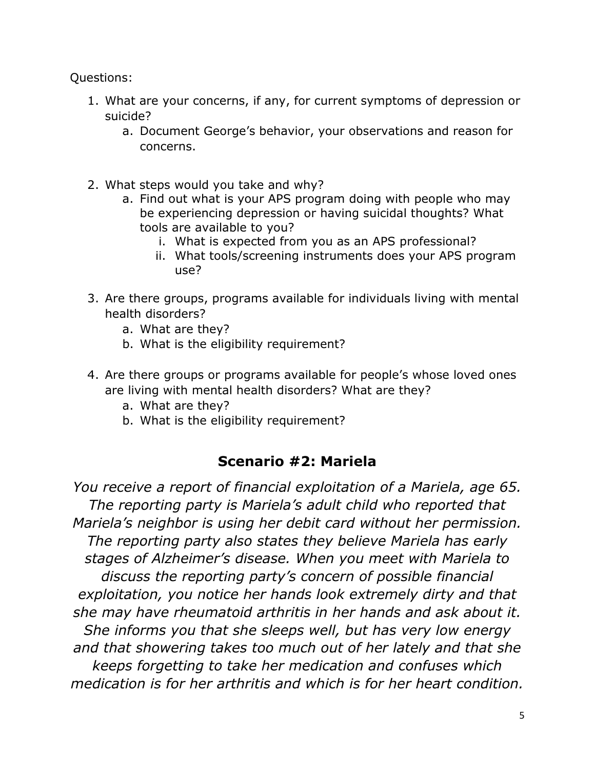Questions:

1. What are your concerns, if any, for current symptoms of depression or suicide?
    a. Document George's behavior, your observations and reason for concerns.

2. What steps would you take and why?
    a. Find out what is your APS program doing with people who may be experiencing depression or having suicidal thoughts? What tools are available to you?
        i. What is expected from you as an APS professional?
        ii. What tools/screening instruments does your APS program use?

3. Are there groups, programs available for individuals living with mental health disorders?
    a. What are they?
    b. What is the eligibility requirement?

4. Are there groups or programs available for people's whose loved ones are living with mental health disorders? What are they?
    a. What are they?
    b. What is the eligibility requirement?

## Scenario #2: Mariela

*You receive a report of financial exploitation of a Mariela, age 65. The reporting party is Mariela's adult child who reported that Mariela's neighbor is using her debit card without her permission. The reporting party also states they believe Mariela has early stages of Alzheimer's disease. When you meet with Mariela to discuss the reporting party's concern of possible financial exploitation, you notice her hands look extremely dirty and that she may have rheumatoid arthritis in her hands and ask about it. She informs you that she sleeps well, but has very low energy and that showering takes too much out of her lately and that she keeps forgetting to take her medication and confuses which medication is for her arthritis and which is for her heart condition.*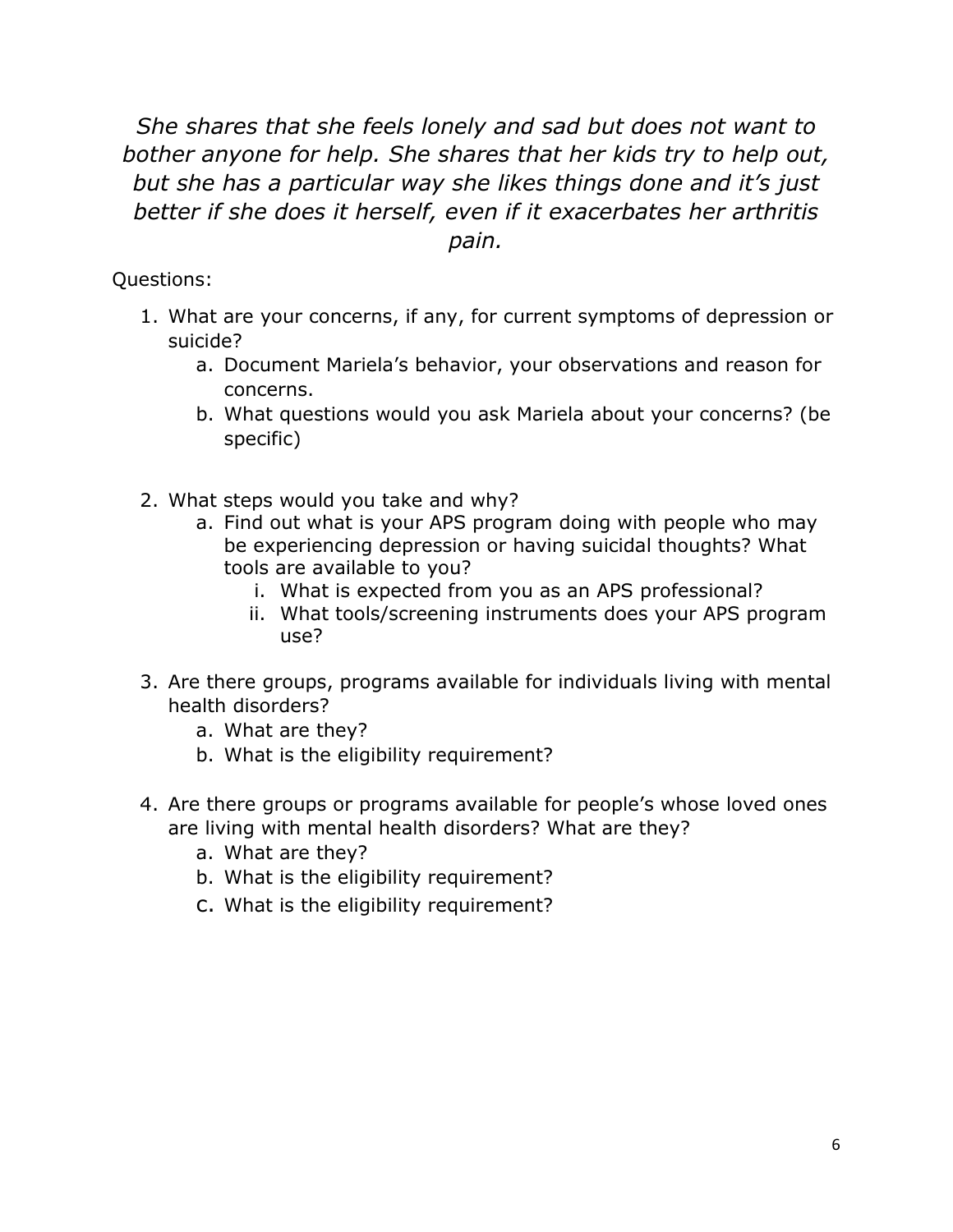*She shares that she feels lonely and sad but does not want to bother anyone for help. She shares that her kids try to help out, but she has a particular way she likes things done and it's just better if she does it herself, even if it exacerbates her arthritis pain.*

Questions:

1. What are your concerns, if any, for current symptoms of depression or suicide?
   a. Document Mariela's behavior, your observations and reason for concerns.
   b. What questions would you ask Mariela about your concerns? (be specific)

2. What steps would you take and why?
   a. Find out what is your APS program doing with people who may be experiencing depression or having suicidal thoughts? What tools are available to you?
      i. What is expected from you as an APS professional?
      ii. What tools/screening instruments does your APS program use?

3. Are there groups, programs available for individuals living with mental health disorders?
   a. What are they?
   b. What is the eligibility requirement?

4. Are there groups or programs available for people's whose loved ones are living with mental health disorders? What are they?
   a. What are they?
   b. What is the eligibility requirement?
   c. What is the eligibility requirement?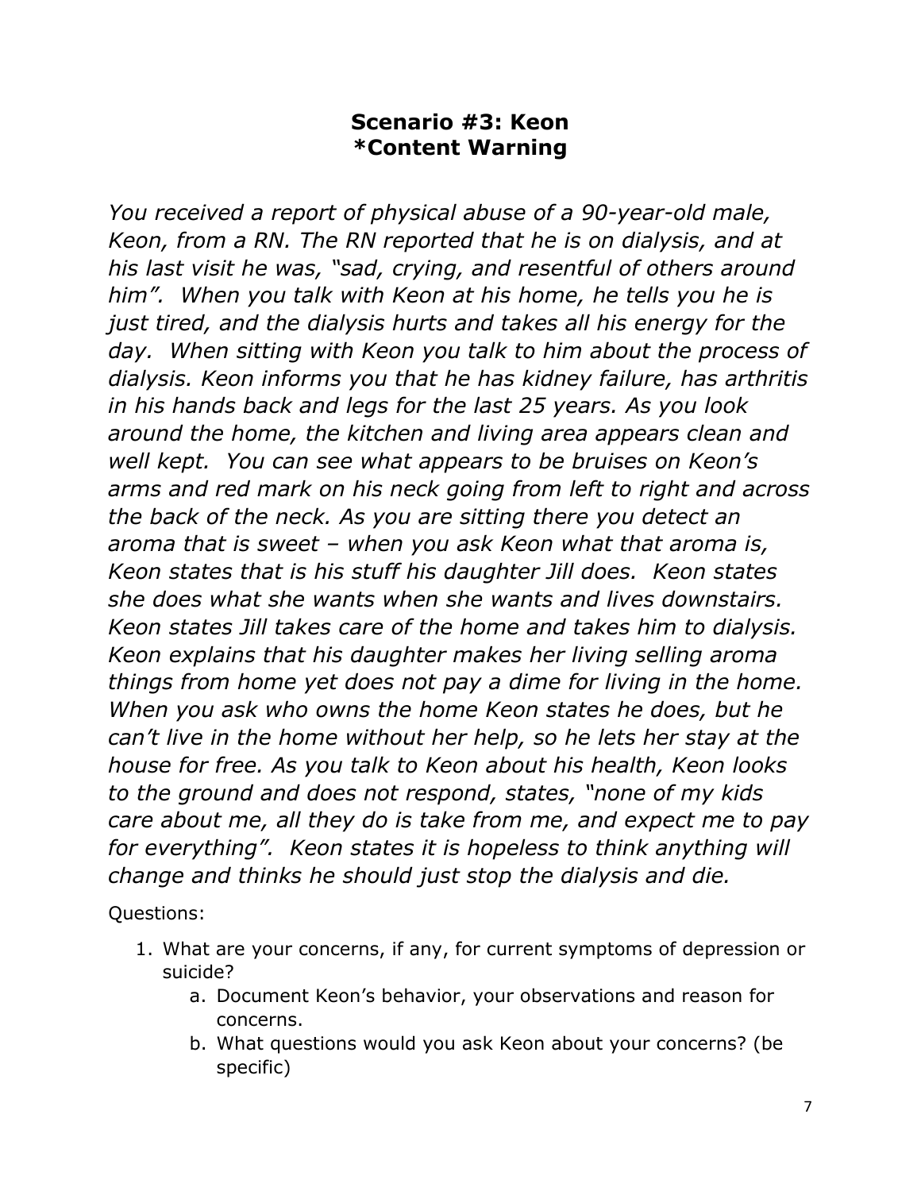## Scenario #3: Keon
## *Content Warning

*You received a report of physical abuse of a 90-year-old male, Keon, from a RN. The RN reported that he is on dialysis, and at his last visit he was, "sad, crying, and resentful of others around him". When you talk with Keon at his home, he tells you he is just tired, and the dialysis hurts and takes all his energy for the day. When sitting with Keon you talk to him about the process of dialysis. Keon informs you that he has kidney failure, has arthritis in his hands back and legs for the last 25 years. As you look around the home, the kitchen and living area appears clean and well kept. You can see what appears to be bruises on Keon's arms and red mark on his neck going from left to right and across the back of the neck. As you are sitting there you detect an aroma that is sweet – when you ask Keon what that aroma is, Keon states that is his stuff his daughter Jill does. Keon states she does what she wants when she wants and lives downstairs. Keon states Jill takes care of the home and takes him to dialysis. Keon explains that his daughter makes her living selling aroma things from home yet does not pay a dime for living in the home. When you ask who owns the home Keon states he does, but he can't live in the home without her help, so he lets her stay at the house for free. As you talk to Keon about his health, Keon looks to the ground and does not respond, states, "none of my kids care about me, all they do is take from me, and expect me to pay for everything". Keon states it is hopeless to think anything will change and thinks he should just stop the dialysis and die.*

Questions:

1. What are your concerns, if any, for current symptoms of depression or suicide?
   a. Document Keon's behavior, your observations and reason for concerns.
   b. What questions would you ask Keon about your concerns? (be specific)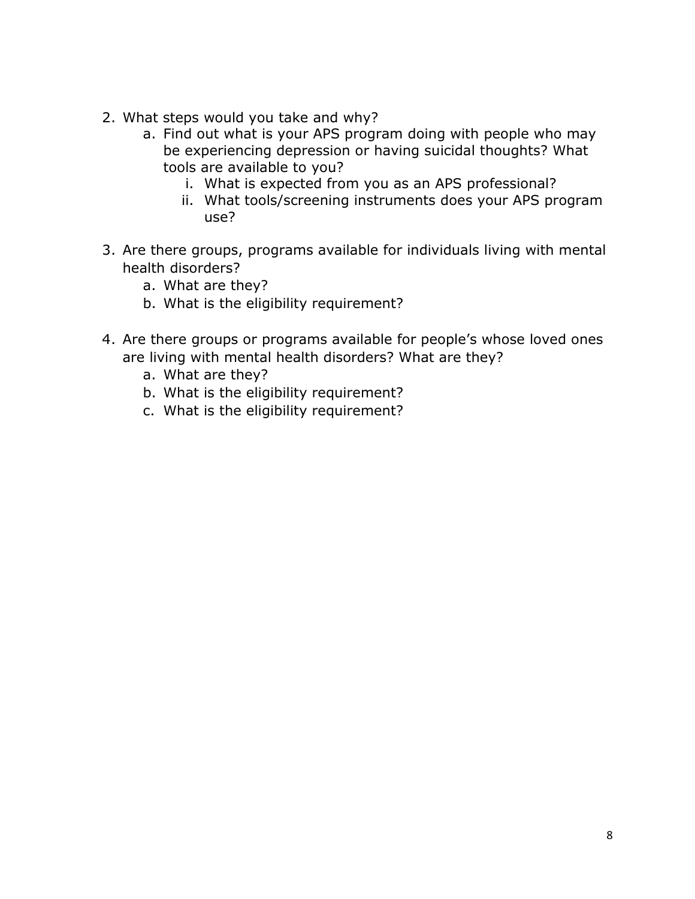2. What steps would you take and why?
   a. Find out what is your APS program doing with people who may be experiencing depression or having suicidal thoughts? What tools are available to you?
      i. What is expected from you as an APS professional?
      ii. What tools/screening instruments does your APS program use?

3. Are there groups, programs available for individuals living with mental health disorders?
   a. What are they?
   b. What is the eligibility requirement?

4. Are there groups or programs available for people's whose loved ones are living with mental health disorders? What are they?
   a. What are they?
   b. What is the eligibility requirement?
   c. What is the eligibility requirement?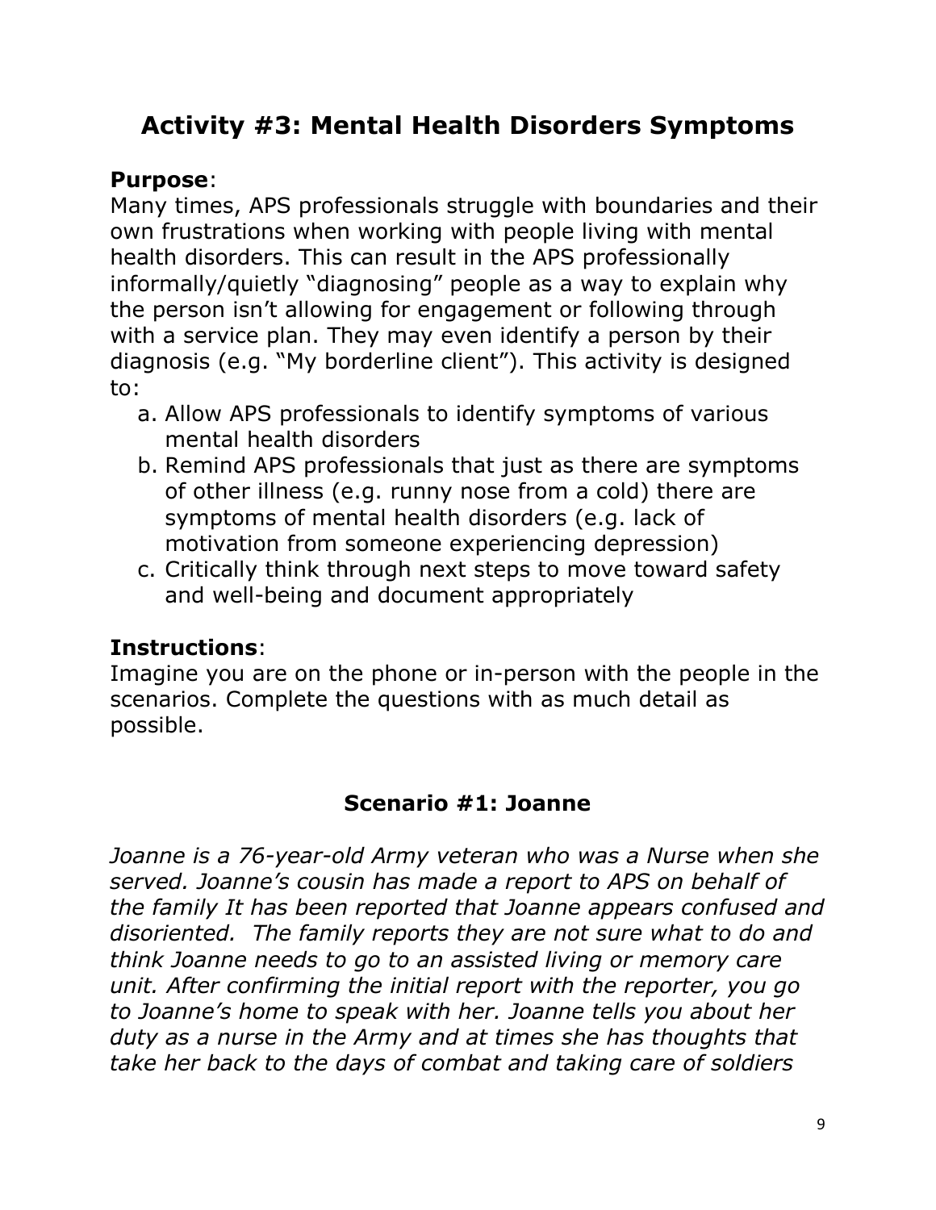## Activity #3: Mental Health Disorders Symptoms

**Purpose**:
Many times, APS professionals struggle with boundaries and their own frustrations when working with people living with mental health disorders. This can result in the APS professionally informally/quietly "diagnosing" people as a way to explain why the person isn't allowing for engagement or following through with a service plan. They may even identify a person by their diagnosis (e.g. "My borderline client"). This activity is designed to:

a. Allow APS professionals to identify symptoms of various mental health disorders
b. Remind APS professionals that just as there are symptoms of other illness (e.g. runny nose from a cold) there are symptoms of mental health disorders (e.g. lack of motivation from someone experiencing depression)
c. Critically think through next steps to move toward safety and well-being and document appropriately

**Instructions**:
Imagine you are on the phone or in-person with the people in the scenarios. Complete the questions with as much detail as possible.

### Scenario #1: Joanne

*Joanne is a 76-year-old Army veteran who was a Nurse when she served. Joanne's cousin has made a report to APS on behalf of the family It has been reported that Joanne appears confused and disoriented. The family reports they are not sure what to do and think Joanne needs to go to an assisted living or memory care unit. After confirming the initial report with the reporter, you go to Joanne's home to speak with her. Joanne tells you about her duty as a nurse in the Army and at times she has thoughts that take her back to the days of combat and taking care of soldiers*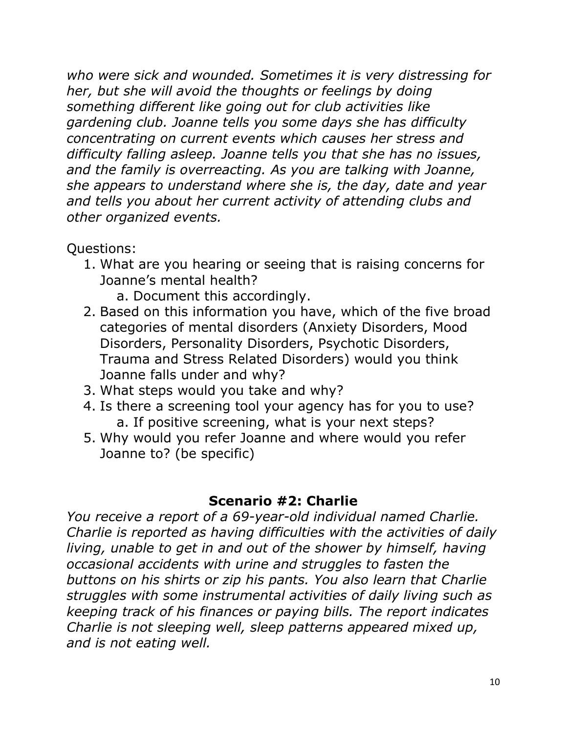*who were sick and wounded. Sometimes it is very distressing for her, but she will avoid the thoughts or feelings by doing something different like going out for club activities like gardening club. Joanne tells you some days she has difficulty concentrating on current events which causes her stress and difficulty falling asleep. Joanne tells you that she has no issues, and the family is overreacting. As you are talking with Joanne, she appears to understand where she is, the day, date and year and tells you about her current activity of attending clubs and other organized events.*

Questions:

1. What are you hearing or seeing that is raising concerns for Joanne's mental health?
   a. Document this accordingly.
2. Based on this information you have, which of the five broad categories of mental disorders (Anxiety Disorders, Mood Disorders, Personality Disorders, Psychotic Disorders, Trauma and Stress Related Disorders) would you think Joanne falls under and why?
3. What steps would you take and why?
4. Is there a screening tool your agency has for you to use?
   a. If positive screening, what is your next steps?
5. Why would you refer Joanne and where would you refer Joanne to? (be specific)

## Scenario #2: Charlie

*You receive a report of a 69-year-old individual named Charlie. Charlie is reported as having difficulties with the activities of daily living, unable to get in and out of the shower by himself, having occasional accidents with urine and struggles to fasten the buttons on his shirts or zip his pants. You also learn that Charlie struggles with some instrumental activities of daily living such as keeping track of his finances or paying bills. The report indicates Charlie is not sleeping well, sleep patterns appeared mixed up, and is not eating well.*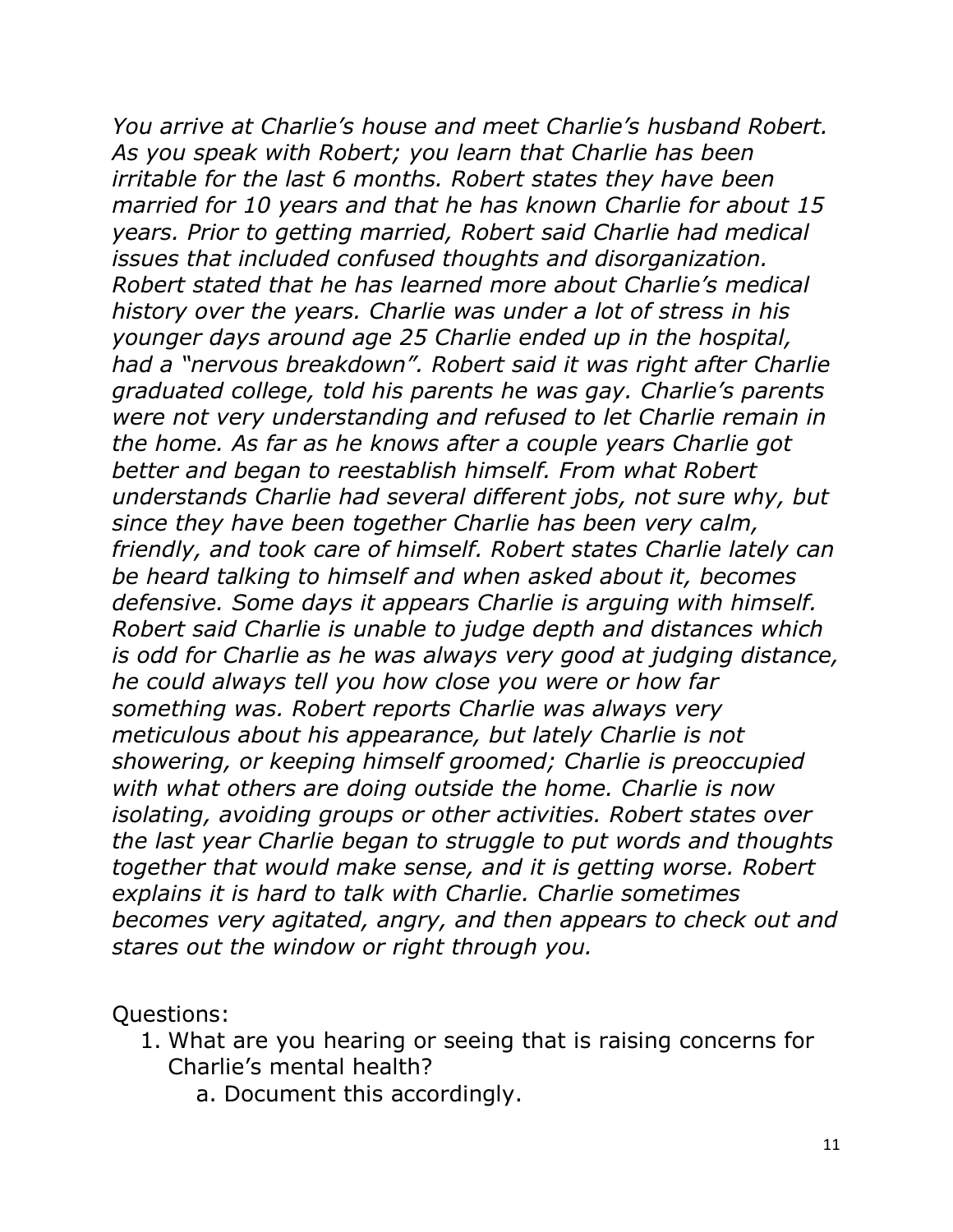*You arrive at Charlie's house and meet Charlie's husband Robert. As you speak with Robert; you learn that Charlie has been irritable for the last 6 months. Robert states they have been married for 10 years and that he has known Charlie for about 15 years. Prior to getting married, Robert said Charlie had medical issues that included confused thoughts and disorganization. Robert stated that he has learned more about Charlie's medical history over the years. Charlie was under a lot of stress in his younger days around age 25 Charlie ended up in the hospital, had a "nervous breakdown". Robert said it was right after Charlie graduated college, told his parents he was gay. Charlie's parents were not very understanding and refused to let Charlie remain in the home. As far as he knows after a couple years Charlie got better and began to reestablish himself. From what Robert understands Charlie had several different jobs, not sure why, but since they have been together Charlie has been very calm, friendly, and took care of himself. Robert states Charlie lately can be heard talking to himself and when asked about it, becomes defensive. Some days it appears Charlie is arguing with himself. Robert said Charlie is unable to judge depth and distances which is odd for Charlie as he was always very good at judging distance, he could always tell you how close you were or how far something was. Robert reports Charlie was always very meticulous about his appearance, but lately Charlie is not showering, or keeping himself groomed; Charlie is preoccupied with what others are doing outside the home. Charlie is now isolating, avoiding groups or other activities. Robert states over the last year Charlie began to struggle to put words and thoughts together that would make sense, and it is getting worse. Robert explains it is hard to talk with Charlie. Charlie sometimes becomes very agitated, angry, and then appears to check out and stares out the window or right through you.*

Questions:

1. What are you hearing or seeing that is raising concerns for Charlie's mental health?
    a. Document this accordingly.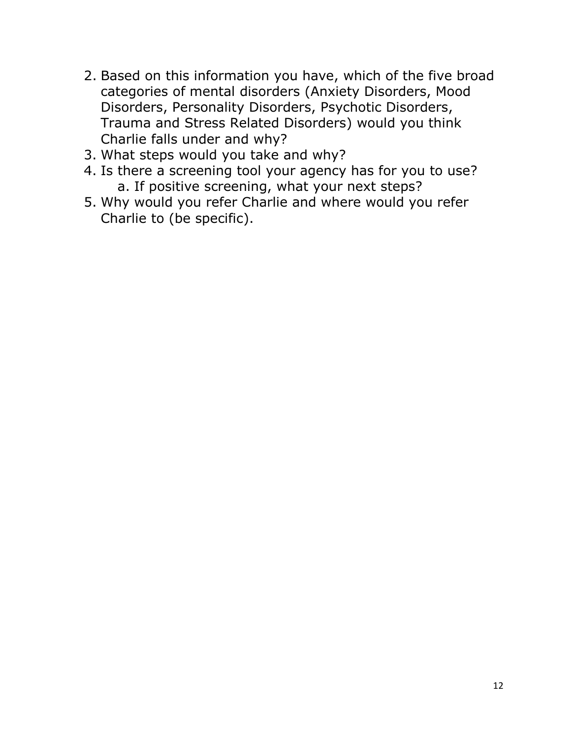2. Based on this information you have, which of the five broad categories of mental disorders (Anxiety Disorders, Mood Disorders, Personality Disorders, Psychotic Disorders, Trauma and Stress Related Disorders) would you think Charlie falls under and why?
3. What steps would you take and why?
4. Is there a screening tool your agency has for you to use?
    a. If positive screening, what your next steps?
5. Why would you refer Charlie and where would you refer Charlie to (be specific).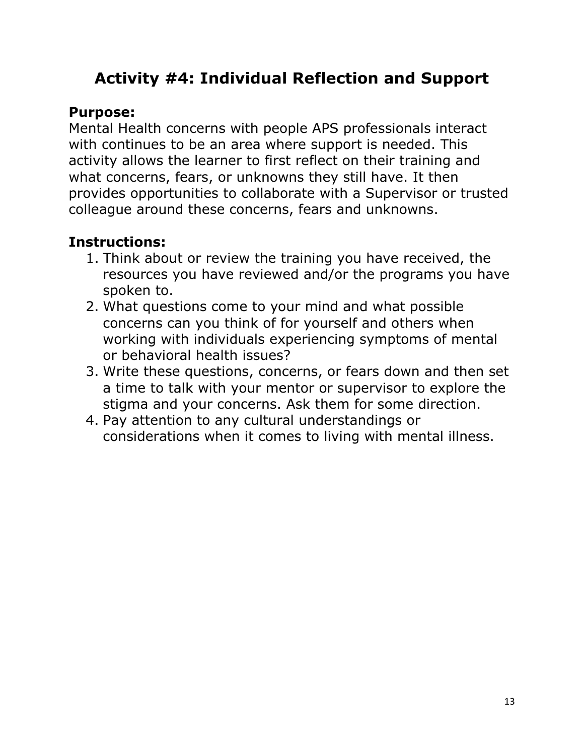# Activity #4: Individual Reflection and Support

**Purpose:**
Mental Health concerns with people APS professionals interact with continues to be an area where support is needed. This activity allows the learner to first reflect on their training and what concerns, fears, or unknowns they still have. It then provides opportunities to collaborate with a Supervisor or trusted colleague around these concerns, fears and unknowns.

**Instructions:**

1. Think about or review the training you have received, the resources you have reviewed and/or the programs you have spoken to.
2. What questions come to your mind and what possible concerns can you think of for yourself and others when working with individuals experiencing symptoms of mental or behavioral health issues?
3. Write these questions, concerns, or fears down and then set a time to talk with your mentor or supervisor to explore the stigma and your concerns. Ask them for some direction.
4. Pay attention to any cultural understandings or considerations when it comes to living with mental illness.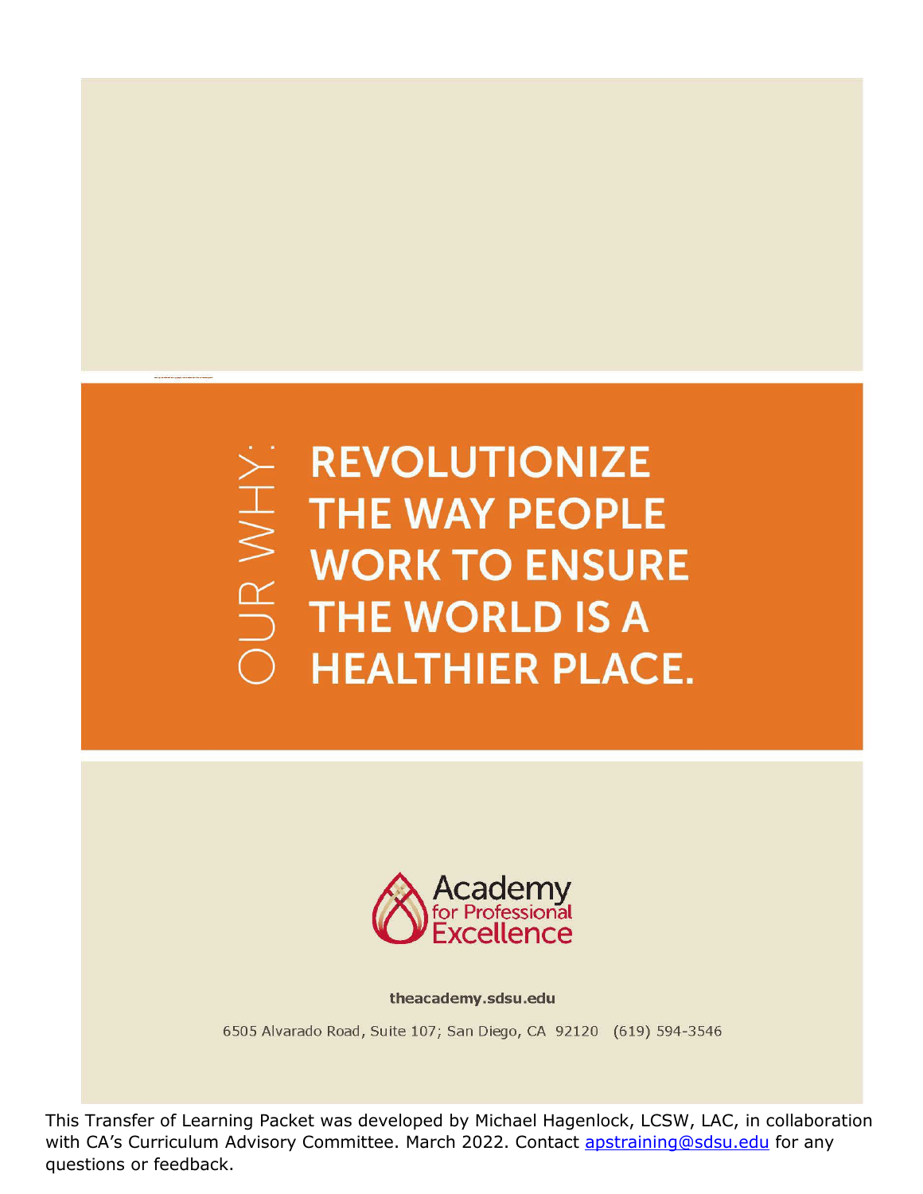OUR WHY:

**REVOLUTIONIZE THE WAY PEOPLE WORK TO ENSURE THE WORLD IS A HEALTHIER PLACE.**

Academy for Professional Excellence

**theacademy.sdsu.edu**

6505 Alvarado Road, Suite 107; San Diego, CA 92120 (619) 594-3546

This Transfer of Learning Packet was developed by Michael Hagenlock, LCSW, LAC, in collaboration with CA's Curriculum Advisory Committee. March 2022. Contact apstraining@sdsu.edu for any questions or feedback.